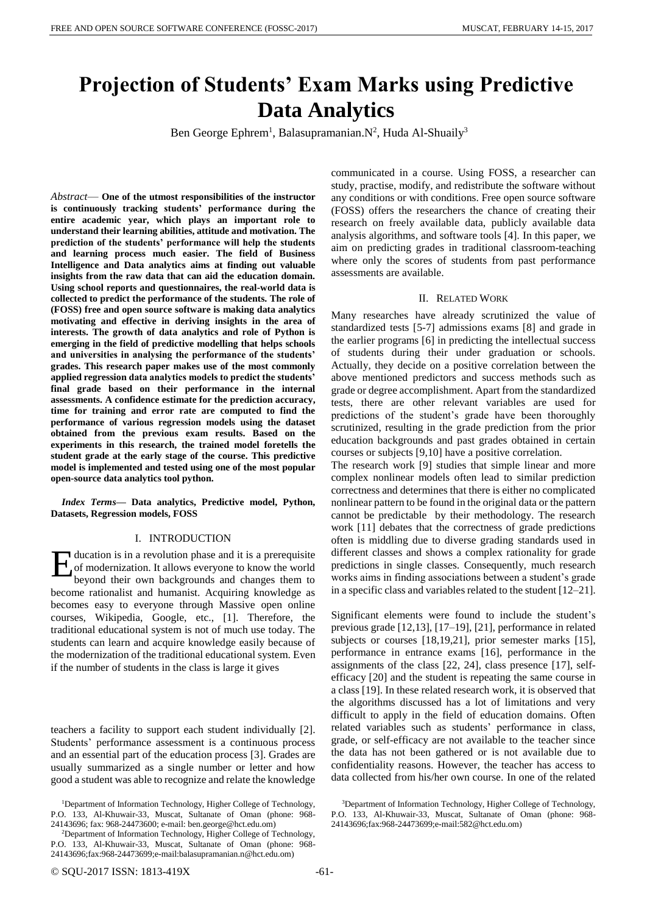# Projection of Students' Exam Marks using Predictive Data Analytics

Ben George Ephrem[1], Balasupramanian.N[2], Huda Al-Shuaily[3]

*Abstract*— **One of the utmost responsibilities of the instructor is continuously tracking students' performance during the entire academic year, which plays an important role to understand their learning abilities, attitude and motivation. The prediction of the students' performance will help the students and learning process much easier. The field of Business Intelligence and Data analytics aims at finding out valuable insights from the raw data that can aid the education domain. Using school reports and questionnaires, the real-world data is collected to predict the performance of the students. The role of (FOSS) free and open source software is making data analytics motivating and effective in deriving insights in the area of interests. The growth of data analytics and role of Python is emerging in the field of predictive modelling that helps schools and universities in analysing the performance of the students' grades. This research paper makes use of the most commonly applied regression data analytics models to predict the students' final grade based on their performance in the internal assessments. A confidence estimate for the prediction accuracy, time for training and error rate are computed to find the performance of various regression models using the dataset obtained from the previous exam results. Based on the experiments in this research, the trained model foretells the student grade at the early stage of the course. This predictive model is implemented and tested using one of the most popular open-source data analytics tool python.**

***Index Terms*— Data analytics, Predictive model, Python, Datasets, Regression models, FOSS**

## I. INTRODUCTION

Education is in a revolution phase and it is a prerequisite of modernization. It allows everyone to know the world beyond their own backgrounds and changes them to become rationalist and humanist. Acquiring knowledge as becomes easy to everyone through Massive open online courses, Wikipedia, Google, etc., [1]. Therefore, the traditional educational system is not of much use today. The students can learn and acquire knowledge easily because of the modernization of the traditional educational system. Even if the number of students in the class is large it gives teachers a facility to support each student individually [2]. Students' performance assessment is a continuous process and an essential part of the education process [3]. Grades are usually summarized as a single number or letter and how good a student was able to recognize and relate the knowledge communicated in a course. Using FOSS, a researcher can study, practise, modify, and redistribute the software without any conditions or with conditions. Free open source software (FOSS) offers the researchers the chance of creating their research on freely available data, publicly available data analysis algorithms, and software tools [4]. In this paper, we aim on predicting grades in traditional classroom-teaching where only the scores of students from past performance assessments are available.

## II. RELATED WORK

Many researches have already scrutinized the value of standardized tests [5-7] admissions exams [8] and grade in the earlier programs [6] in predicting the intellectual success of students during their under graduation or schools. Actually, they decide on a positive correlation between the above mentioned predictors and success methods such as grade or degree accomplishment. Apart from the standardized tests, there are other relevant variables are used for predictions of the student's grade have been thoroughly scrutinized, resulting in the grade prediction from the prior education backgrounds and past grades obtained in certain courses or subjects [9,10] have a positive correlation.

The research work [9] studies that simple linear and more complex nonlinear models often lead to similar prediction correctness and determines that there is either no complicated nonlinear pattern to be found in the original data or the pattern cannot be predictable by their methodology. The research work [11] debates that the correctness of grade predictions often is middling due to diverse grading standards used in different classes and shows a complex rationality for grade predictions in single classes. Consequently, much research works aims in finding associations between a student's grade in a specific class and variables related to the student [12–21].

Significant elements were found to include the student's previous grade [12,13], [17–19], [21], performance in related subjects or courses [18,19,21], prior semester marks [15], performance in entrance exams [16], performance in the assignments of the class [22, 24], class presence [17], self-efficacy [20] and the student is repeating the same course in a class [19]. In these related research work, it is observed that the algorithms discussed has a lot of limitations and very difficult to apply in the field of education domains. Often related variables such as students' performance in class, grade, or self-efficacy are not available to the teacher since the data has not been gathered or is not available due to confidentiality reasons. However, the teacher has access to data collected from his/her own course. In one of the related

[1]Department of Information Technology, Higher College of Technology, P.O. 133, Al-Khuwair-33, Muscat, Sultanate of Oman (phone: 968-24143696; fax: 968-24473600; e-mail: ben.george@hct.edu.om)

[2]Department of Information Technology, Higher College of Technology, P.O. 133, Al-Khuwair-33, Muscat, Sultanate of Oman (phone: 968-24143696;fax:968-24473699;e-mail:balasupramanian.n@hct.edu.om)

[3]Department of Information Technology, Higher College of Technology, P.O. 133, Al-Khuwair-33, Muscat, Sultanate of Oman (phone: 968-24143696;fax:968-24473699;e-mail:582@hct.edu.om)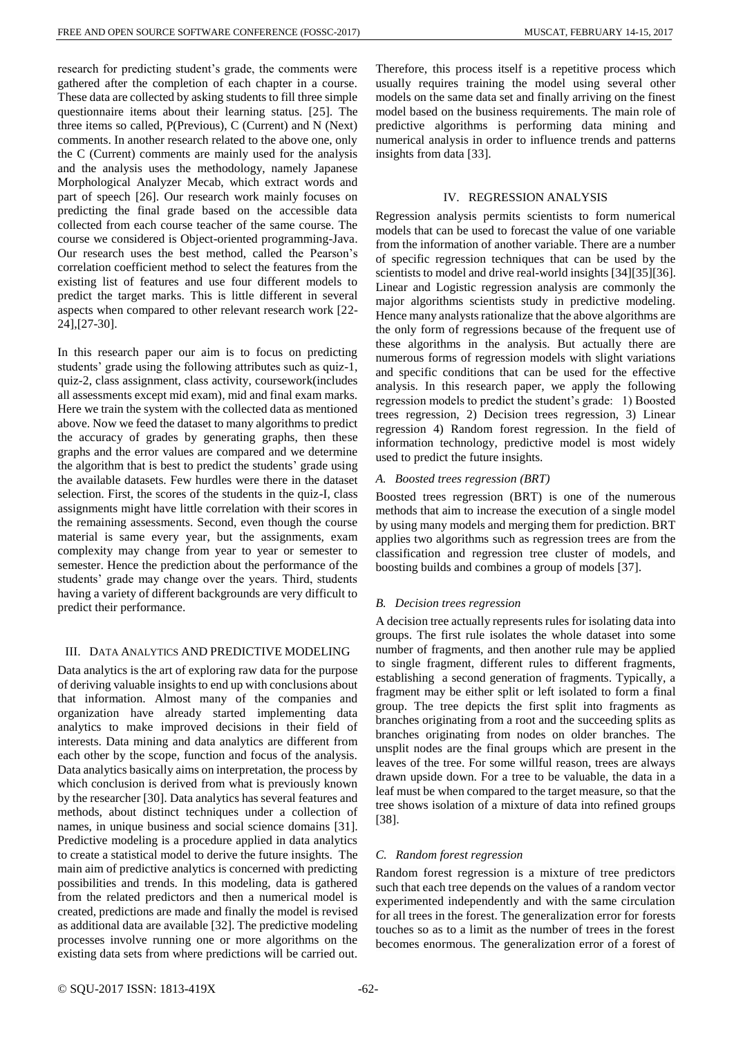research for predicting student's grade, the comments were gathered after the completion of each chapter in a course. These data are collected by asking students to fill three simple questionnaire items about their learning status. [25]. The three items so called, P(Previous), C (Current) and N (Next) comments. In another research related to the above one, only the C (Current) comments are mainly used for the analysis and the analysis uses the methodology, namely Japanese Morphological Analyzer Mecab, which extract words and part of speech [26]. Our research work mainly focuses on predicting the final grade based on the accessible data collected from each course teacher of the same course. The course we considered is Object-oriented programming-Java. Our research uses the best method, called the Pearson's correlation coefficient method to select the features from the existing list of features and use four different models to predict the target marks. This is little different in several aspects when compared to other relevant research work [22-24],[27-30].

In this research paper our aim is to focus on predicting students' grade using the following attributes such as quiz-1, quiz-2, class assignment, class activity, coursework(includes all assessments except mid exam), mid and final exam marks. Here we train the system with the collected data as mentioned above. Now we feed the dataset to many algorithms to predict the accuracy of grades by generating graphs, then these graphs and the error values are compared and we determine the algorithm that is best to predict the students' grade using the available datasets. Few hurdles were there in the dataset selection. First, the scores of the students in the quiz-I, class assignments might have little correlation with their scores in the remaining assessments. Second, even though the course material is same every year, but the assignments, exam complexity may change from year to year or semester to semester. Hence the prediction about the performance of the students' grade may change over the years. Third, students having a variety of different backgrounds are very difficult to predict their performance.

## III. Data Analytics and Predictive Modeling

Data analytics is the art of exploring raw data for the purpose of deriving valuable insights to end up with conclusions about that information. Almost many of the companies and organization have already started implementing data analytics to make improved decisions in their field of interests. Data mining and data analytics are different from each other by the scope, function and focus of the analysis. Data analytics basically aims on interpretation, the process by which conclusion is derived from what is previously known by the researcher [30]. Data analytics has several features and methods, about distinct techniques under a collection of names, in unique business and social science domains [31]. Predictive modeling is a procedure applied in data analytics to create a statistical model to derive the future insights. The main aim of predictive analytics is concerned with predicting possibilities and trends. In this modeling, data is gathered from the related predictors and then a numerical model is created, predictions are made and finally the model is revised as additional data are available [32]. The predictive modeling processes involve running one or more algorithms on the existing data sets from where predictions will be carried out. Therefore, this process itself is a repetitive process which usually requires training the model using several other models on the same data set and finally arriving on the finest model based on the business requirements. The main role of predictive algorithms is performing data mining and numerical analysis in order to influence trends and patterns insights from data [33].

## IV. Regression Analysis

Regression analysis permits scientists to form numerical models that can be used to forecast the value of one variable from the information of another variable. There are a number of specific regression techniques that can be used by the scientists to model and drive real-world insights [34][35][36]. Linear and Logistic regression analysis are commonly the major algorithms scientists study in predictive modeling. Hence many analysts rationalize that the above algorithms are the only form of regressions because of the frequent use of these algorithms in the analysis. But actually there are numerous forms of regression models with slight variations and specific conditions that can be used for the effective analysis. In this research paper, we apply the following regression models to predict the student's grade: 1) Boosted trees regression, 2) Decision trees regression, 3) Linear regression 4) Random forest regression. In the field of information technology, predictive model is most widely used to predict the future insights.

### A. Boosted trees regression (BRT)

Boosted trees regression (BRT) is one of the numerous methods that aim to increase the execution of a single model by using many models and merging them for prediction. BRT applies two algorithms such as regression trees are from the classification and regression tree cluster of models, and boosting builds and combines a group of models [37].

### B. Decision trees regression

A decision tree actually represents rules for isolating data into groups. The first rule isolates the whole dataset into some number of fragments, and then another rule may be applied to single fragment, different rules to different fragments, establishing a second generation of fragments. Typically, a fragment may be either split or left isolated to form a final group. The tree depicts the first split into fragments as branches originating from a root and the succeeding splits as branches originating from nodes on older branches. The unsplit nodes are the final groups which are present in the leaves of the tree. For some willful reason, trees are always drawn upside down. For a tree to be valuable, the data in a leaf must be when compared to the target measure, so that the tree shows isolation of a mixture of data into refined groups [38].

### C. Random forest regression

Random forest regression is a mixture of tree predictors such that each tree depends on the values of a random vector experimented independently and with the same circulation for all trees in the forest. The generalization error for forests touches so as to a limit as the number of trees in the forest becomes enormous. The generalization error of a forest of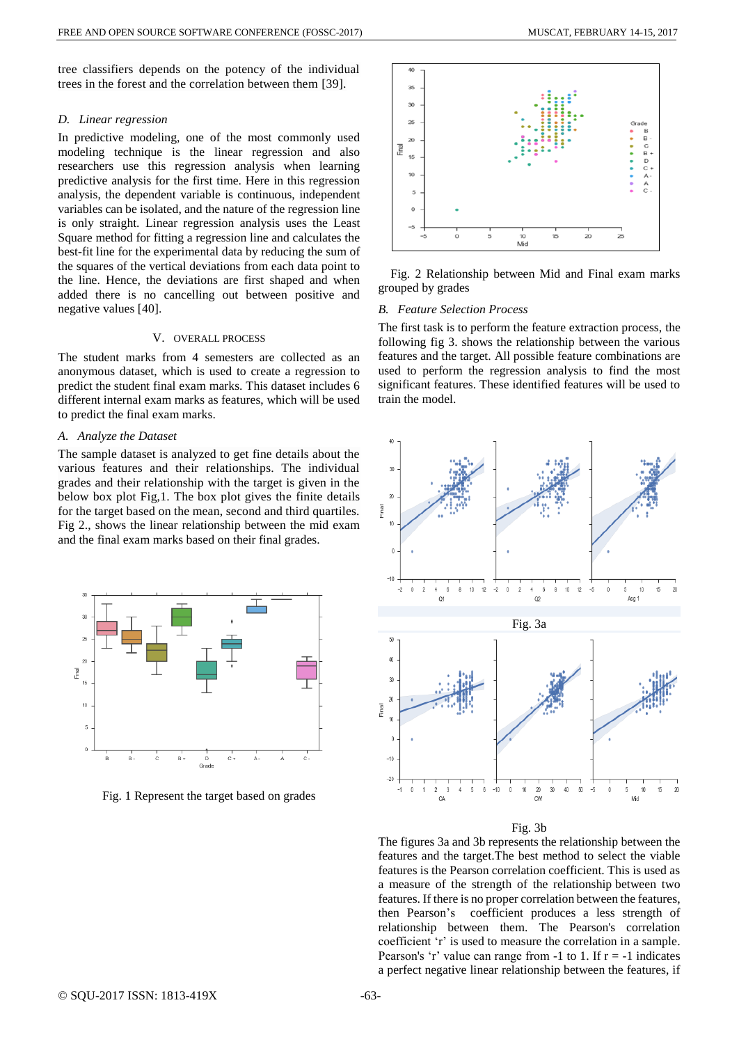tree classifiers depends on the potency of the individual trees in the forest and the correlation between them [39].

### *D. Linear regression*

In predictive modeling, one of the most commonly used modeling technique is the linear regression and also researchers use this regression analysis when learning predictive analysis for the first time. Here in this regression analysis, the dependent variable is continuous, independent variables can be isolated, and the nature of the regression line is only straight. Linear regression analysis uses the Least Square method for fitting a regression line and calculates the best-fit line for the experimental data by reducing the sum of the squares of the vertical deviations from each data point to the line. Hence, the deviations are first shaped and when added there is no cancelling out between positive and negative values [40].

## V. OVERALL PROCESS

The student marks from 4 semesters are collected as an anonymous dataset, which is used to create a regression to predict the student final exam marks. This dataset includes 6 different internal exam marks as features, which will be used to predict the final exam marks.

### *A. Analyze the Dataset*

The sample dataset is analyzed to get fine details about the various features and their relationships. The individual grades and their relationship with the target is given in the below box plot Fig,1. The box plot gives the finite details for the target based on the mean, second and third quartiles. Fig 2., shows the linear relationship between the mid exam and the final exam marks based on their final grades.

Fig. 1 Represent the target based on grades

Fig. 2 Relationship between Mid and Final exam marks grouped by grades

### *B. Feature Selection Process*

The first task is to perform the feature extraction process, the following fig 3. shows the relationship between the various features and the target. All possible feature combinations are used to perform the regression analysis to find the most significant features. These identified features will be used to train the model.

Fig. 3a

Fig. 3b

The figures 3a and 3b represents the relationship between the features and the target.The best method to select the viable features is the Pearson correlation coefficient. This is used as a measure of the strength of the relationship between two features. If there is no proper correlation between the features, then Pearson's coefficient produces a less strength of relationship between them. The Pearson's correlation coefficient 'r' is used to measure the correlation in a sample. Pearson's 'r' value can range from -1 to 1. If r = -1 indicates a perfect negative linear relationship between the features, if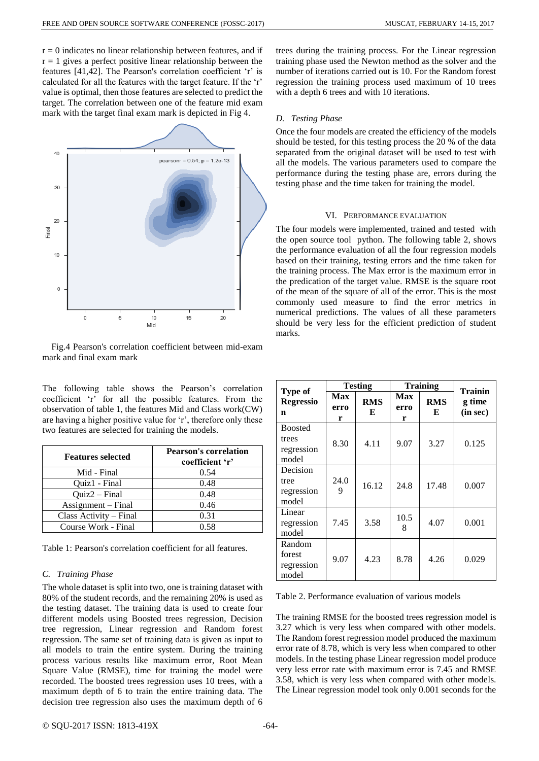$r = 0$ indicates no linear relationship between features, and if $r = 1$ gives a perfect positive linear relationship between the features [41,42]. The Pearson's correlation coefficient 'r' is calculated for all the features with the target feature. If the 'r' value is optimal, then those features are selected to predict the target. The correlation between one of the feature mid exam mark with the target final exam mark is depicted in Fig 4.

Fig.4 Pearson's correlation coefficient between mid-exam mark and final exam mark

The following table shows the Pearson's correlation coefficient 'r' for all the possible features. From the observation of table 1, the features Mid and Class work(CW) are having a higher positive value for 'r', therefore only these two features are selected for training the models.

| Features selected | Pearson's correlation coefficient 'r' |
|---|---|
| Mid - Final | 0.54 |
| Quiz1 - Final | 0.48 |
| Quiz2 – Final | 0.48 |
| Assignment – Final | 0.46 |
| Class Activity – Final | 0.31 |
| Course Work - Final | 0.58 |

Table 1: Pearson's correlation coefficient for all features.

### *C. Training Phase*

The whole dataset is split into two, one is training dataset with 80% of the student records, and the remaining 20% is used as the testing dataset. The training data is used to create four different models using Boosted trees regression, Decision tree regression, Linear regression and Random forest regression. The same set of training data is given as input to all models to train the entire system. During the training process various results like maximum error, Root Mean Square Value (RMSE), time for training the model were recorded. The boosted trees regression uses 10 trees, with a maximum depth of 6 to train the entire training data. The decision tree regression also uses the maximum depth of 6 trees during the training process. For the Linear regression training phase used the Newton method as the solver and the number of iterations carried out is 10. For the Random forest regression the training process used maximum of 10 trees with a depth 6 trees and with 10 iterations.

### *D. Testing Phase*

Once the four models are created the efficiency of the models should be tested, for this testing process the 20 % of the data separated from the original dataset will be used to test with all the models. The various parameters used to compare the performance during the testing phase are, errors during the testing phase and the time taken for training the model.

## VI. Performance Evaluation

The four models were implemented, trained and tested with the open source tool python. The following table 2, shows the performance evaluation of all the four regression models based on their training, testing errors and the time taken for the training process. The Max error is the maximum error in the predication of the target value. RMSE is the square root of the mean of the square of all of the error. This is the most commonly used measure to find the error metrics in numerical predictions. The values of all these parameters should be very less for the efficient prediction of student marks.

| Type of Regression | Testing | | Training | | Training time (in sec) |
|---|---|---|---|---|---|
| | Max error | RMSE | Max error | RMSE | |
| Boosted trees regression model | 8.30 | 4.11 | 9.07 | 3.27 | 0.125 |
| Decision tree regression model | 24.09 | 16.12 | 24.8 | 17.48 | 0.007 |
| Linear regression model | 7.45 | 3.58 | 10.58 | 4.07 | 0.001 |
| Random forest regression model | 9.07 | 4.23 | 8.78 | 4.26 | 0.029 |

Table 2. Performance evaluation of various models

The training RMSE for the boosted trees regression model is 3.27 which is very less when compared with other models. The Random forest regression model produced the maximum error rate of 8.78, which is very less when compared to other models. In the testing phase Linear regression model produce very less error rate with maximum error is 7.45 and RMSE 3.58, which is very less when compared with other models. The Linear regression model took only 0.001 seconds for the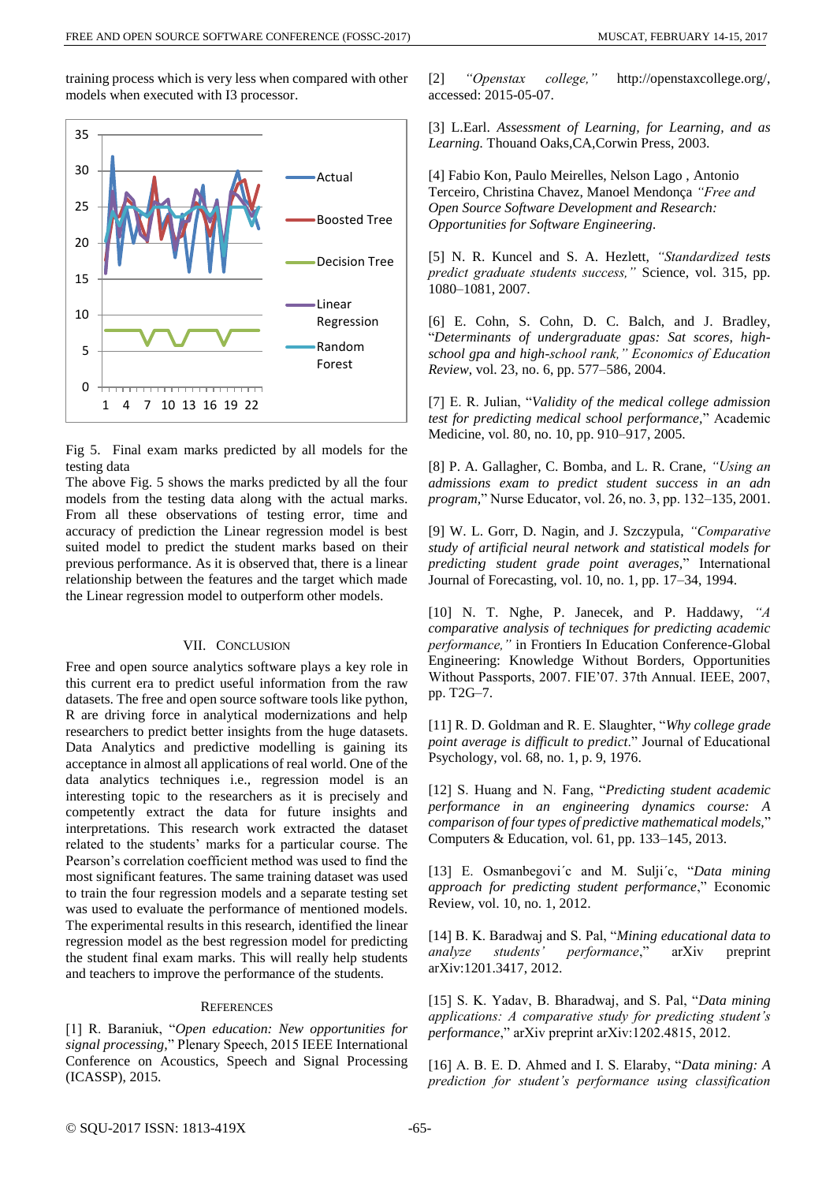training process which is very less when compared with other models when executed with I3 processor.

Fig 5. Final exam marks predicted by all models for the testing data

The above Fig. 5 shows the marks predicted by all the four models from the testing data along with the actual marks. From all these observations of testing error, time and accuracy of prediction the Linear regression model is best suited model to predict the student marks based on their previous performance. As it is observed that, there is a linear relationship between the features and the target which made the Linear regression model to outperform other models.

## VII. Conclusion

Free and open source analytics software plays a key role in this current era to predict useful information from the raw datasets. The free and open source software tools like python, R are driving force in analytical modernizations and help researchers to predict better insights from the huge datasets. Data Analytics and predictive modelling is gaining its acceptance in almost all applications of real world. One of the data analytics techniques i.e., regression model is an interesting topic to the researchers as it is precisely and competently extract the data for future insights and interpretations. This research work extracted the dataset related to the students' marks for a particular course. The Pearson's correlation coefficient method was used to find the most significant features. The same training dataset was used to train the four regression models and a separate testing set was used to evaluate the performance of mentioned models. The experimental results in this research, identified the linear regression model as the best regression model for predicting the student final exam marks. This will really help students and teachers to improve the performance of the students.

## References

[1] R. Baraniuk, "*Open education: New opportunities for signal processing*," Plenary Speech, 2015 IEEE International Conference on Acoustics, Speech and Signal Processing (ICASSP), 2015.

[2] *"Openstax college,"* http://openstaxcollege.org/, accessed: 2015-05-07.

[3] L.Earl. *Assessment of Learning, for Learning, and as Learning.* Thouand Oaks,CA,Corwin Press, 2003.

[4] Fabio Kon, Paulo Meirelles, Nelson Lago , Antonio Terceiro, Christina Chavez, Manoel Mendonça *"Free and Open Source Software Development and Research: Opportunities for Software Engineering.*

[5] N. R. Kuncel and S. A. Hezlett, *"Standardized tests predict graduate students success,"* Science, vol. 315, pp. 1080–1081, 2007.

[6] E. Cohn, S. Cohn, D. C. Balch, and J. Bradley, "*Determinants of undergraduate gpas: Sat scores, high-school gpa and high-school rank," Economics of Education Review*, vol. 23, no. 6, pp. 577–586, 2004.

[7] E. R. Julian, "*Validity of the medical college admission test for predicting medical school performance,*" Academic Medicine, vol. 80, no. 10, pp. 910–917, 2005.

[8] P. A. Gallagher, C. Bomba, and L. R. Crane, *"Using an admissions exam to predict student success in an adn program,*" Nurse Educator, vol. 26, no. 3, pp. 132–135, 2001.

[9] W. L. Gorr, D. Nagin, and J. Szczypula, *"Comparative study of artificial neural network and statistical models for predicting student grade point averages,*" International Journal of Forecasting, vol. 10, no. 1, pp. 17–34, 1994.

[10] N. T. Nghe, P. Janecek, and P. Haddawy, *"A comparative analysis of techniques for predicting academic performance,"* in Frontiers In Education Conference-Global Engineering: Knowledge Without Borders, Opportunities Without Passports, 2007. FIE'07. 37th Annual. IEEE, 2007, pp. T2G–7.

[11] R. D. Goldman and R. E. Slaughter, "*Why college grade point average is difficult to predict*." Journal of Educational Psychology, vol. 68, no. 1, p. 9, 1976.

[12] S. Huang and N. Fang, "*Predicting student academic performance in an engineering dynamics course: A comparison of four types of predictive mathematical models,*" Computers & Education, vol. 61, pp. 133–145, 2013.

[13] E. Osmanbegovi´c and M. Sulji´c, "*Data mining approach for predicting student performance*," Economic Review, vol. 10, no. 1, 2012.

[14] B. K. Baradwaj and S. Pal, "*Mining educational data to analyze students' performance*," arXiv preprint arXiv:1201.3417, 2012.

[15] S. K. Yadav, B. Bharadwaj, and S. Pal, "*Data mining applications: A comparative study for predicting student's performance*," arXiv preprint arXiv:1202.4815, 2012.

[16] A. B. E. D. Ahmed and I. S. Elaraby, "*Data mining: A prediction for student's performance using classification*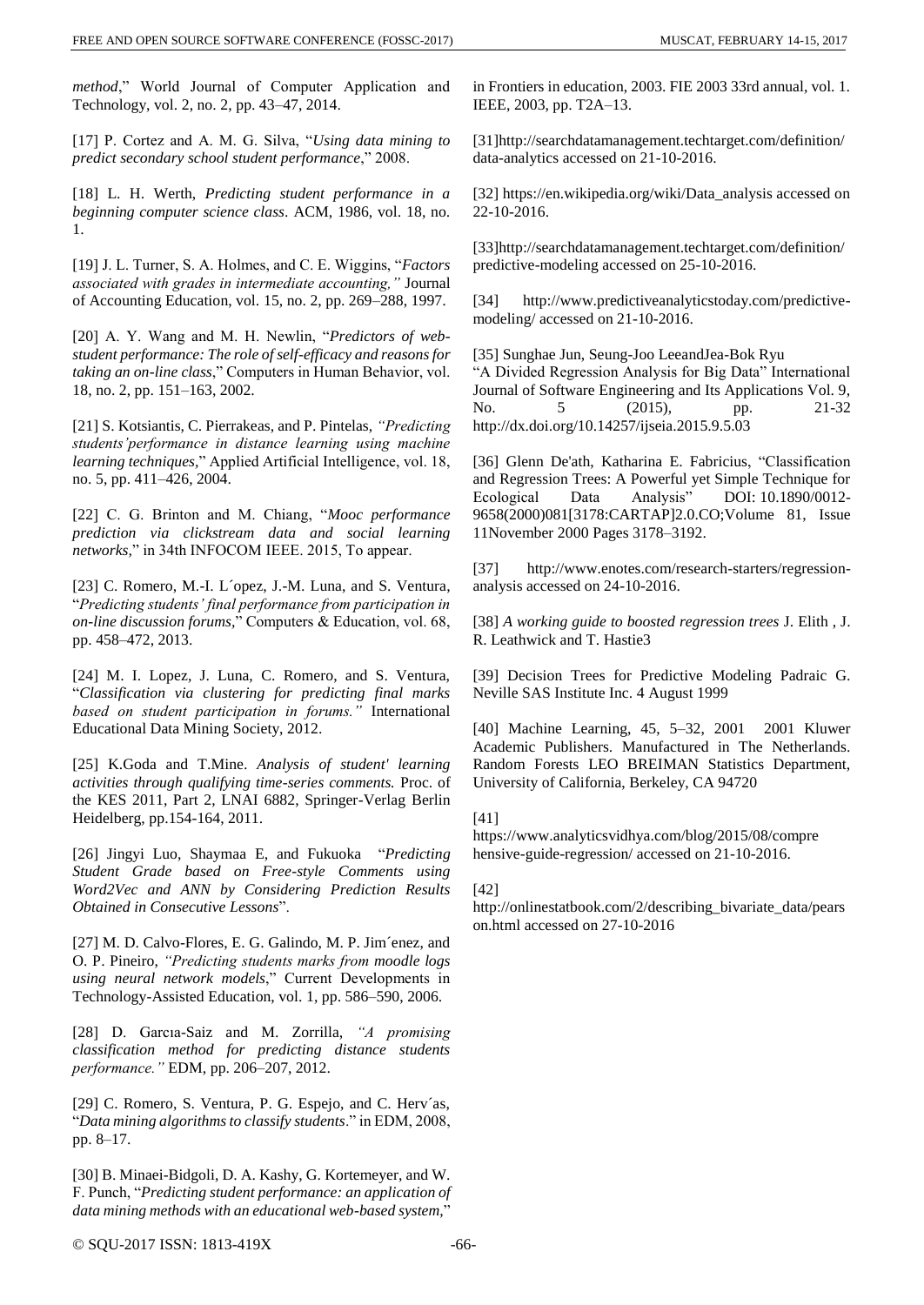*method*," World Journal of Computer Application and Technology, vol. 2, no. 2, pp. 43–47, 2014.

[17] P. Cortez and A. M. G. Silva, "*Using data mining to predict secondary school student performance*," 2008.

[18] L. H. Werth, *Predicting student performance in a beginning computer science class*. ACM, 1986, vol. 18, no. 1.

[19] J. L. Turner, S. A. Holmes, and C. E. Wiggins, "*Factors associated with grades in intermediate accounting,"* Journal of Accounting Education, vol. 15, no. 2, pp. 269–288, 1997.

[20] A. Y. Wang and M. H. Newlin, "*Predictors of web-student performance: The role of self-efficacy and reasons for taking an on-line class*," Computers in Human Behavior, vol. 18, no. 2, pp. 151–163, 2002.

[21] S. Kotsiantis, C. Pierrakeas, and P. Pintelas, *"Predicting students'performance in distance learning using machine learning techniques*," Applied Artificial Intelligence, vol. 18, no. 5, pp. 411–426, 2004.

[22] C. G. Brinton and M. Chiang, "*Mooc performance prediction via clickstream data and social learning networks*," in 34th INFOCOM IEEE. 2015, To appear.

[23] C. Romero, M.-I. L´opez, J.-M. Luna, and S. Ventura, "*Predicting students' final performance from participation in on-line discussion forums*," Computers & Education, vol. 68, pp. 458–472, 2013.

[24] M. I. Lopez, J. Luna, C. Romero, and S. Ventura, "*Classification via clustering for predicting final marks based on student participation in forums."* International Educational Data Mining Society, 2012.

[25] K.Goda and T.Mine. *Analysis of student' learning activities through qualifying time-series comments.* Proc. of the KES 2011, Part 2, LNAI 6882, Springer-Verlag Berlin Heidelberg, pp.154-164, 2011.

[26] Jingyi Luo, Shaymaa E, and Fukuoka "*Predicting Student Grade based on Free-style Comments using Word2Vec and ANN by Considering Prediction Results Obtained in Consecutive Lessons*".

[27] M. D. Calvo-Flores, E. G. Galindo, M. P. Jim´enez, and O. P. Pineiro, *"Predicting students marks from moodle logs using neural network models*," Current Developments in Technology-Assisted Education, vol. 1, pp. 586–590, 2006.

[28] D. Garcıa-Saiz and M. Zorrilla, *"A promising classification method for predicting distance students performance."* EDM, pp. 206–207, 2012.

[29] C. Romero, S. Ventura, P. G. Espejo, and C. Herv´as, "*Data mining algorithms to classify students*." in EDM, 2008, pp. 8–17.

[30] B. Minaei-Bidgoli, D. A. Kashy, G. Kortemeyer, and W. F. Punch, "*Predicting student performance: an application of data mining methods with an educational web-based system*," in Frontiers in education, 2003. FIE 2003 33rd annual, vol. 1. IEEE, 2003, pp. T2A–13.

[31]http://searchdatamanagement.techtarget.com/definition/data-analytics accessed on 21-10-2016.

[32] https://en.wikipedia.org/wiki/Data_analysis accessed on 22-10-2016.

[33]http://searchdatamanagement.techtarget.com/definition/predictive-modeling accessed on 25-10-2016.

[34] http://www.predictiveanalyticstoday.com/predictive-modeling/ accessed on 21-10-2016.

[35] Sunghae Jun, Seung-Joo LeeandJea-Bok Ryu "A Divided Regression Analysis for Big Data" International Journal of Software Engineering and Its Applications Vol. 9, No. 5 (2015), pp. 21-32 http://dx.doi.org/10.14257/ijseia.2015.9.5.03

[36] Glenn De'ath, Katharina E. Fabricius, "Classification and Regression Trees: A Powerful yet Simple Technique for Ecological Data Analysis" DOI: 10.1890/0012-9658(2000)081[3178:CARTAP]2.0.CO;Volume 81, Issue 11November 2000 Pages 3178–3192.

[37] http://www.enotes.com/research-starters/regression-analysis accessed on 24-10-2016.

[38] *A working guide to boosted regression trees* J. Elith , J. R. Leathwick and T. Hastie3

[39] Decision Trees for Predictive Modeling Padraic G. Neville SAS Institute Inc. 4 August 1999

[40] Machine Learning, 45, 5–32, 2001 2001 Kluwer Academic Publishers. Manufactured in The Netherlands. Random Forests LEO BREIMAN Statistics Department, University of California, Berkeley, CA 94720

[41] https://www.analyticsvidhya.com/blog/2015/08/comprehensive-guide-regression/ accessed on 21-10-2016.

[42] http://onlinestatbook.com/2/describing_bivariate_data/pearson.html accessed on 27-10-2016